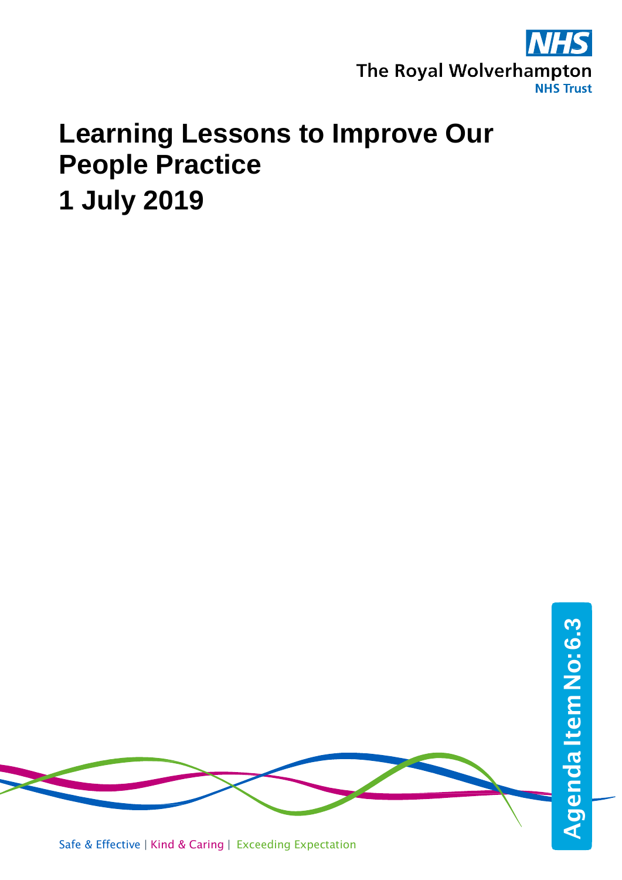The Royal Wolverhampton NHS Trust

# Learning Lessons to Improve Our People Practice

# 1 July 2019

Agenda Item No: 6.3

Safe & Effective | Kind & Caring | Exceeding Expectation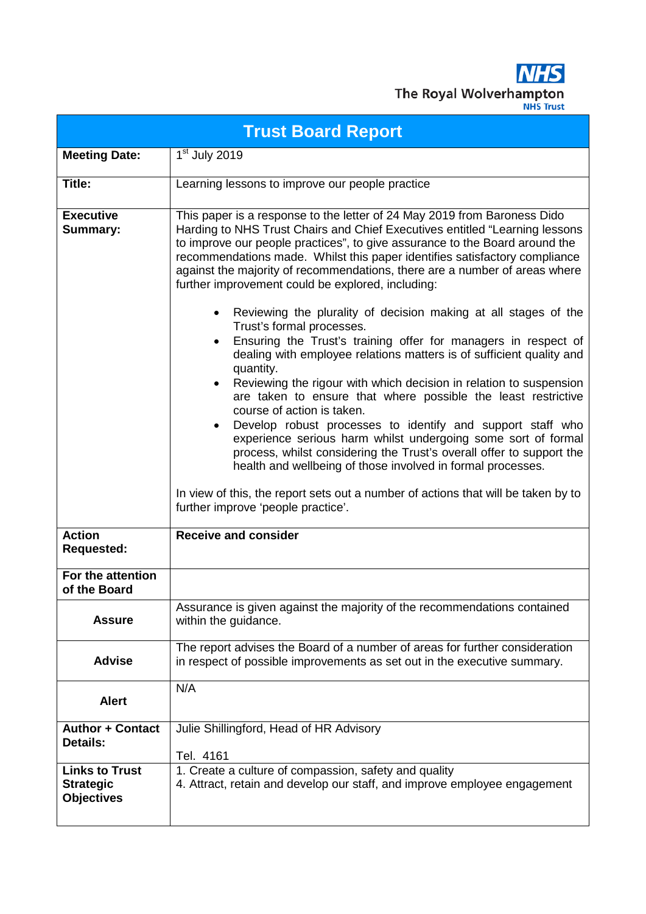The Royal Wolverhampton NHS Trust

| Trust Board Report | |
|---|---|
| **Meeting Date:** | 1st July 2019 |
| **Title:** | Learning lessons to improve our people practice |
| **Executive Summary:** | This paper is a response to the letter of 24 May 2019 from Baroness Dido Harding to NHS Trust Chairs and Chief Executives entitled "Learning lessons to improve our people practices", to give assurance to the Board around the recommendations made. Whilst this paper identifies satisfactory compliance against the majority of recommendations, there are a number of areas where further improvement could be explored, including:<br><br>• Reviewing the plurality of decision making at all stages of the Trust's formal processes.<br>• Ensuring the Trust's training offer for managers in respect of dealing with employee relations matters is of sufficient quality and quantity.<br>• Reviewing the rigour with which decision in relation to suspension are taken to ensure that where possible the least restrictive course of action is taken.<br>• Develop robust processes to identify and support staff who experience serious harm whilst undergoing some sort of formal process, whilst considering the Trust's overall offer to support the health and wellbeing of those involved in formal processes.<br><br>In view of this, the report sets out a number of actions that will be taken by to further improve 'people practice'. |
| **Action Requested:** | **Receive and consider** |
| **For the attention of the Board** | |
| **Assure** | Assurance is given against the majority of the recommendations contained within the guidance. |
| **Advise** | The report advises the Board of a number of areas for further consideration in respect of possible improvements as set out in the executive summary. |
| **Alert** | N/A |
| **Author + Contact Details:** | Julie Shillingford, Head of HR Advisory<br><br>Tel. 4161 |
| **Links to Trust Strategic Objectives** | 1. Create a culture of compassion, safety and quality<br>4. Attract, retain and develop our staff, and improve employee engagement |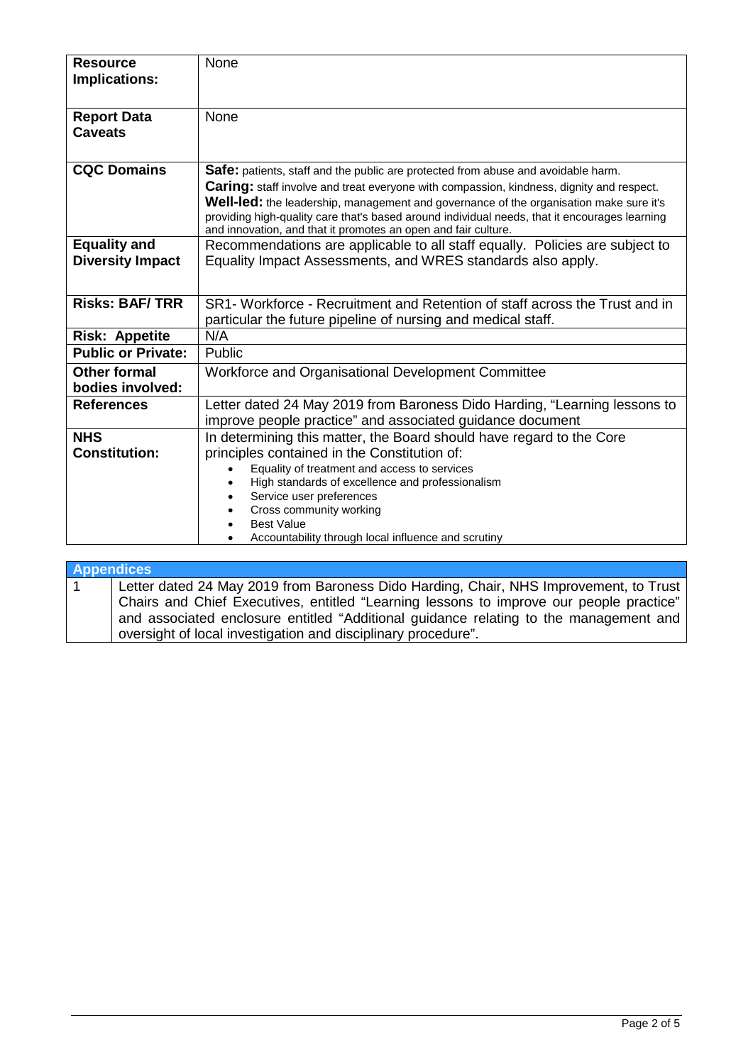| | |
|---|---|
| **Resource Implications:** | None |
| **Report Data Caveats** | None |
| **CQC Domains** | **Safe:** patients, staff and the public are protected from abuse and avoidable harm.<br>**Caring:** staff involve and treat everyone with compassion, kindness, dignity and respect.<br>**Well-led:** the leadership, management and governance of the organisation make sure it's providing high-quality care that's based around individual needs, that it encourages learning and innovation, and that it promotes an open and fair culture. |
| **Equality and Diversity Impact** | Recommendations are applicable to all staff equally. Policies are subject to Equality Impact Assessments, and WRES standards also apply. |
| **Risks: BAF/ TRR** | SR1- Workforce - Recruitment and Retention of staff across the Trust and in particular the future pipeline of nursing and medical staff. |
| **Risk: Appetite** | N/A |
| **Public or Private:** | Public |
| **Other formal bodies involved:** | Workforce and Organisational Development Committee |
| **References** | Letter dated 24 May 2019 from Baroness Dido Harding, "Learning lessons to improve people practice" and associated guidance document |
| **NHS Constitution:** | In determining this matter, the Board should have regard to the Core principles contained in the Constitution of:<br>• Equality of treatment and access to services<br>• High standards of excellence and professionalism<br>• Service user preferences<br>• Cross community working<br>• Best Value<br>• Accountability through local influence and scrutiny |

| **Appendices** | |
|---|---|
| 1 | Letter dated 24 May 2019 from Baroness Dido Harding, Chair, NHS Improvement, to Trust Chairs and Chief Executives, entitled "Learning lessons to improve our people practice" and associated enclosure entitled "Additional guidance relating to the management and oversight of local investigation and disciplinary procedure". |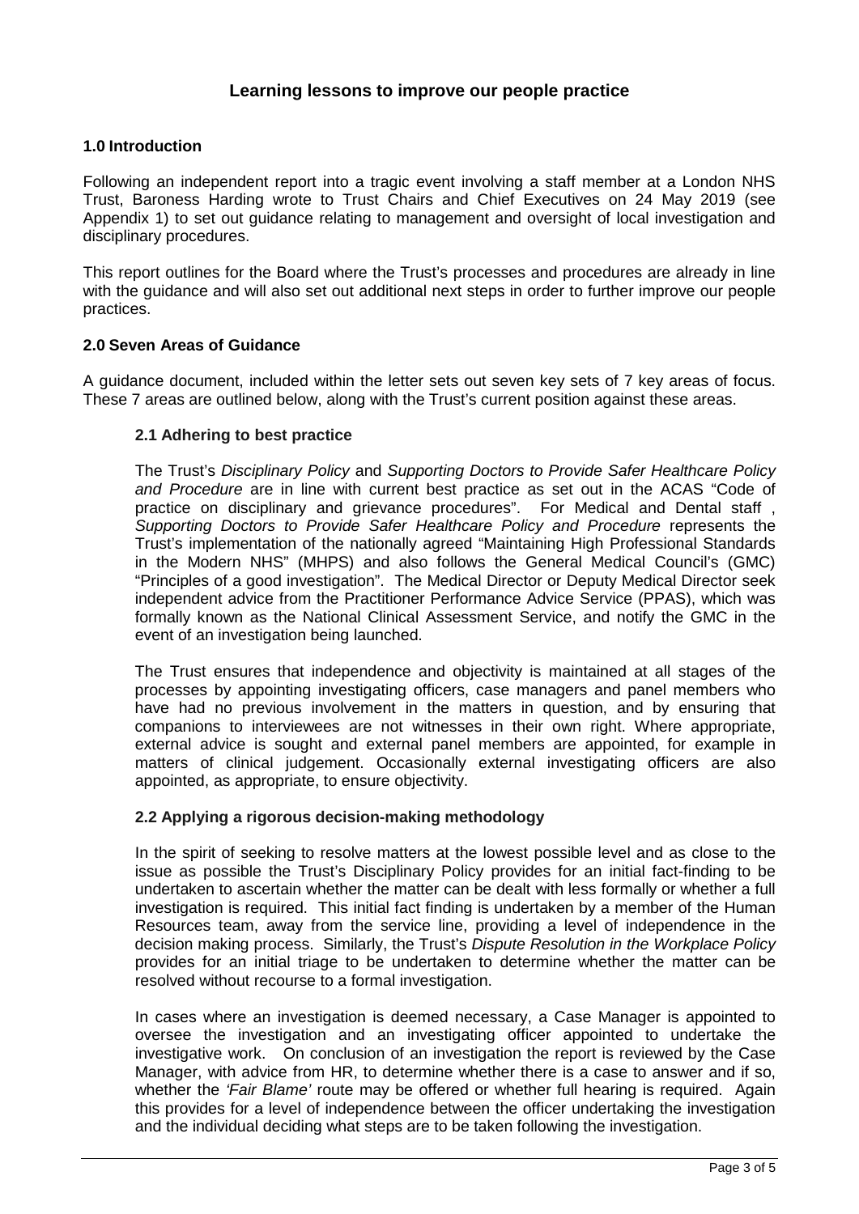# Learning lessons to improve our people practice

## 1.0 Introduction

Following an independent report into a tragic event involving a staff member at a London NHS Trust, Baroness Harding wrote to Trust Chairs and Chief Executives on 24 May 2019 (see Appendix 1) to set out guidance relating to management and oversight of local investigation and disciplinary procedures.

This report outlines for the Board where the Trust's processes and procedures are already in line with the guidance and will also set out additional next steps in order to further improve our people practices.

## 2.0 Seven Areas of Guidance

A guidance document, included within the letter sets out seven key sets of 7 key areas of focus. These 7 areas are outlined below, along with the Trust's current position against these areas.

### 2.1 Adhering to best practice

The Trust's *Disciplinary Policy* and *Supporting Doctors to Provide Safer Healthcare Policy and Procedure* are in line with current best practice as set out in the ACAS "Code of practice on disciplinary and grievance procedures". For Medical and Dental staff , *Supporting Doctors to Provide Safer Healthcare Policy and Procedure* represents the Trust's implementation of the nationally agreed "Maintaining High Professional Standards in the Modern NHS" (MHPS) and also follows the General Medical Council's (GMC) "Principles of a good investigation". The Medical Director or Deputy Medical Director seek independent advice from the Practitioner Performance Advice Service (PPAS), which was formally known as the National Clinical Assessment Service, and notify the GMC in the event of an investigation being launched.

The Trust ensures that independence and objectivity is maintained at all stages of the processes by appointing investigating officers, case managers and panel members who have had no previous involvement in the matters in question, and by ensuring that companions to interviewees are not witnesses in their own right. Where appropriate, external advice is sought and external panel members are appointed, for example in matters of clinical judgement. Occasionally external investigating officers are also appointed, as appropriate, to ensure objectivity.

### 2.2 Applying a rigorous decision-making methodology

In the spirit of seeking to resolve matters at the lowest possible level and as close to the issue as possible the Trust's Disciplinary Policy provides for an initial fact-finding to be undertaken to ascertain whether the matter can be dealt with less formally or whether a full investigation is required. This initial fact finding is undertaken by a member of the Human Resources team, away from the service line, providing a level of independence in the decision making process. Similarly, the Trust's *Dispute Resolution in the Workplace Policy* provides for an initial triage to be undertaken to determine whether the matter can be resolved without recourse to a formal investigation.

In cases where an investigation is deemed necessary, a Case Manager is appointed to oversee the investigation and an investigating officer appointed to undertake the investigative work. On conclusion of an investigation the report is reviewed by the Case Manager, with advice from HR, to determine whether there is a case to answer and if so, whether the *'Fair Blame'* route may be offered or whether full hearing is required. Again this provides for a level of independence between the officer undertaking the investigation and the individual deciding what steps are to be taken following the investigation.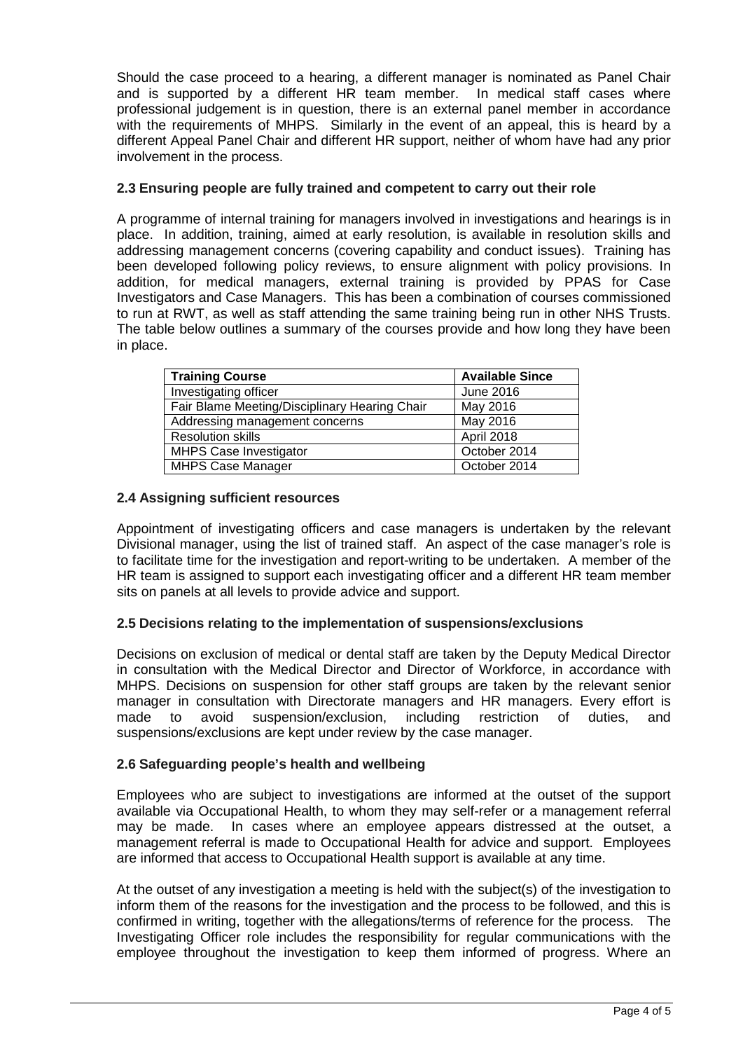Should the case proceed to a hearing, a different manager is nominated as Panel Chair and is supported by a different HR team member. In medical staff cases where professional judgement is in question, there is an external panel member in accordance with the requirements of MHPS. Similarly in the event of an appeal, this is heard by a different Appeal Panel Chair and different HR support, neither of whom have had any prior involvement in the process.

### 2.3 Ensuring people are fully trained and competent to carry out their role

A programme of internal training for managers involved in investigations and hearings is in place. In addition, training, aimed at early resolution, is available in resolution skills and addressing management concerns (covering capability and conduct issues). Training has been developed following policy reviews, to ensure alignment with policy provisions. In addition, for medical managers, external training is provided by PPAS for Case Investigators and Case Managers. This has been a combination of courses commissioned to run at RWT, as well as staff attending the same training being run in other NHS Trusts. The table below outlines a summary of the courses provide and how long they have been in place.

| Training Course | Available Since |
|---|---|
| Investigating officer | June 2016 |
| Fair Blame Meeting/Disciplinary Hearing Chair | May 2016 |
| Addressing management concerns | May 2016 |
| Resolution skills | April 2018 |
| MHPS Case Investigator | October 2014 |
| MHPS Case Manager | October 2014 |

### 2.4 Assigning sufficient resources

Appointment of investigating officers and case managers is undertaken by the relevant Divisional manager, using the list of trained staff. An aspect of the case manager's role is to facilitate time for the investigation and report-writing to be undertaken. A member of the HR team is assigned to support each investigating officer and a different HR team member sits on panels at all levels to provide advice and support.

### 2.5 Decisions relating to the implementation of suspensions/exclusions

Decisions on exclusion of medical or dental staff are taken by the Deputy Medical Director in consultation with the Medical Director and Director of Workforce, in accordance with MHPS. Decisions on suspension for other staff groups are taken by the relevant senior manager in consultation with Directorate managers and HR managers. Every effort is made to avoid suspension/exclusion, including restriction of duties, and suspensions/exclusions are kept under review by the case manager.

### 2.6 Safeguarding people's health and wellbeing

Employees who are subject to investigations are informed at the outset of the support available via Occupational Health, to whom they may self-refer or a management referral may be made. In cases where an employee appears distressed at the outset, a management referral is made to Occupational Health for advice and support. Employees are informed that access to Occupational Health support is available at any time.

At the outset of any investigation a meeting is held with the subject(s) of the investigation to inform them of the reasons for the investigation and the process to be followed, and this is confirmed in writing, together with the allegations/terms of reference for the process. The Investigating Officer role includes the responsibility for regular communications with the employee throughout the investigation to keep them informed of progress. Where an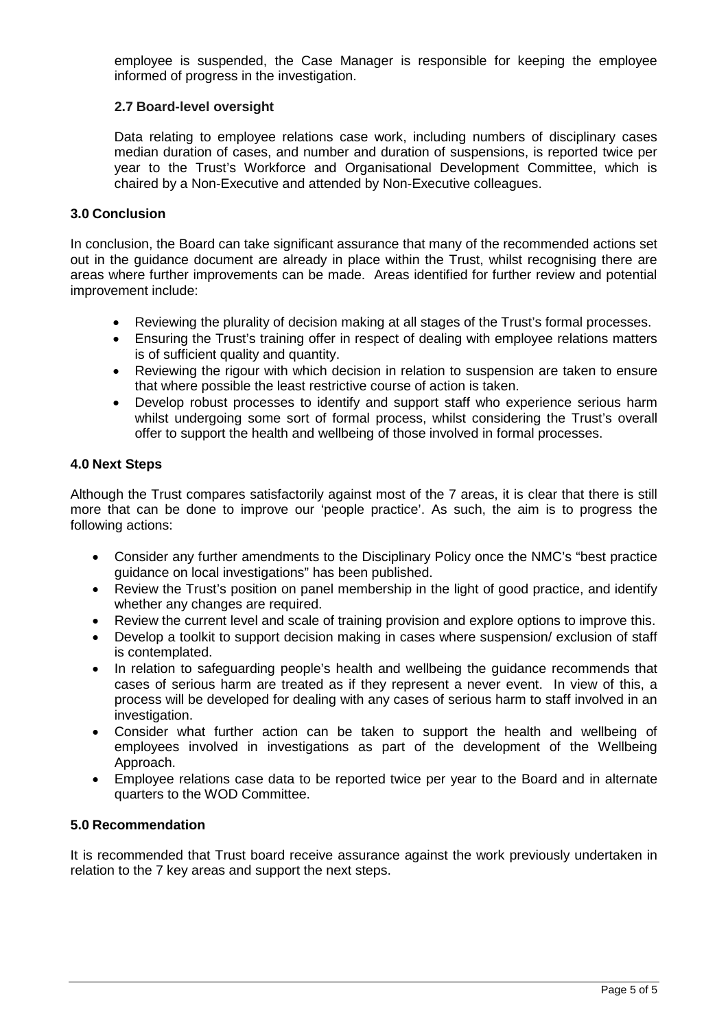employee is suspended, the Case Manager is responsible for keeping the employee informed of progress in the investigation.

### 2.7 Board-level oversight

Data relating to employee relations case work, including numbers of disciplinary cases median duration of cases, and number and duration of suspensions, is reported twice per year to the Trust's Workforce and Organisational Development Committee, which is chaired by a Non-Executive and attended by Non-Executive colleagues.

## 3.0 Conclusion

In conclusion, the Board can take significant assurance that many of the recommended actions set out in the guidance document are already in place within the Trust, whilst recognising there are areas where further improvements can be made. Areas identified for further review and potential improvement include:

- Reviewing the plurality of decision making at all stages of the Trust's formal processes.
- Ensuring the Trust's training offer in respect of dealing with employee relations matters is of sufficient quality and quantity.
- Reviewing the rigour with which decision in relation to suspension are taken to ensure that where possible the least restrictive course of action is taken.
- Develop robust processes to identify and support staff who experience serious harm whilst undergoing some sort of formal process, whilst considering the Trust's overall offer to support the health and wellbeing of those involved in formal processes.

## 4.0 Next Steps

Although the Trust compares satisfactorily against most of the 7 areas, it is clear that there is still more that can be done to improve our 'people practice'. As such, the aim is to progress the following actions:

- Consider any further amendments to the Disciplinary Policy once the NMC's "best practice guidance on local investigations" has been published.
- Review the Trust's position on panel membership in the light of good practice, and identify whether any changes are required.
- Review the current level and scale of training provision and explore options to improve this.
- Develop a toolkit to support decision making in cases where suspension/ exclusion of staff is contemplated.
- In relation to safeguarding people's health and wellbeing the guidance recommends that cases of serious harm are treated as if they represent a never event. In view of this, a process will be developed for dealing with any cases of serious harm to staff involved in an investigation.
- Consider what further action can be taken to support the health and wellbeing of employees involved in investigations as part of the development of the Wellbeing Approach.
- Employee relations case data to be reported twice per year to the Board and in alternate quarters to the WOD Committee.

## 5.0 Recommendation

It is recommended that Trust board receive assurance against the work previously undertaken in relation to the 7 key areas and support the next steps.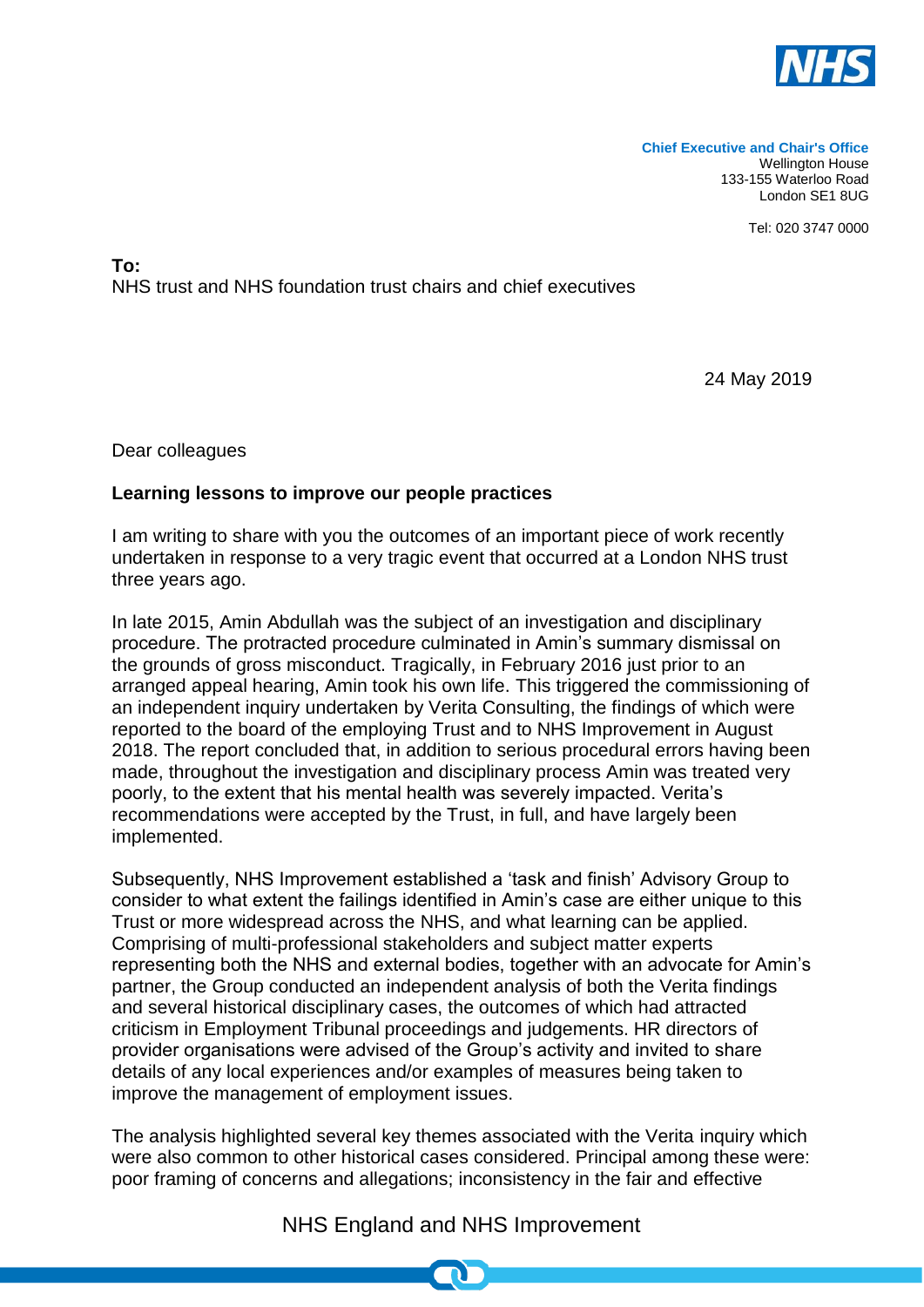**Chief Executive and Chair's Office**
Wellington House
133-155 Waterloo Road
London SE1 8UG

Tel: 020 3747 0000

**To:**
NHS trust and NHS foundation trust chairs and chief executives

24 May 2019

Dear colleagues

**Learning lessons to improve our people practices**

I am writing to share with you the outcomes of an important piece of work recently undertaken in response to a very tragic event that occurred at a London NHS trust three years ago.

In late 2015, Amin Abdullah was the subject of an investigation and disciplinary procedure. The protracted procedure culminated in Amin's summary dismissal on the grounds of gross misconduct. Tragically, in February 2016 just prior to an arranged appeal hearing, Amin took his own life. This triggered the commissioning of an independent inquiry undertaken by Verita Consulting, the findings of which were reported to the board of the employing Trust and to NHS Improvement in August 2018. The report concluded that, in addition to serious procedural errors having been made, throughout the investigation and disciplinary process Amin was treated very poorly, to the extent that his mental health was severely impacted. Verita's recommendations were accepted by the Trust, in full, and have largely been implemented.

Subsequently, NHS Improvement established a 'task and finish' Advisory Group to consider to what extent the failings identified in Amin's case are either unique to this Trust or more widespread across the NHS, and what learning can be applied. Comprising of multi-professional stakeholders and subject matter experts representing both the NHS and external bodies, together with an advocate for Amin's partner, the Group conducted an independent analysis of both the Verita findings and several historical disciplinary cases, the outcomes of which had attracted criticism in Employment Tribunal proceedings and judgements. HR directors of provider organisations were advised of the Group's activity and invited to share details of any local experiences and/or examples of measures being taken to improve the management of employment issues.

The analysis highlighted several key themes associated with the Verita inquiry which were also common to other historical cases considered. Principal among these were: poor framing of concerns and allegations; inconsistency in the fair and effective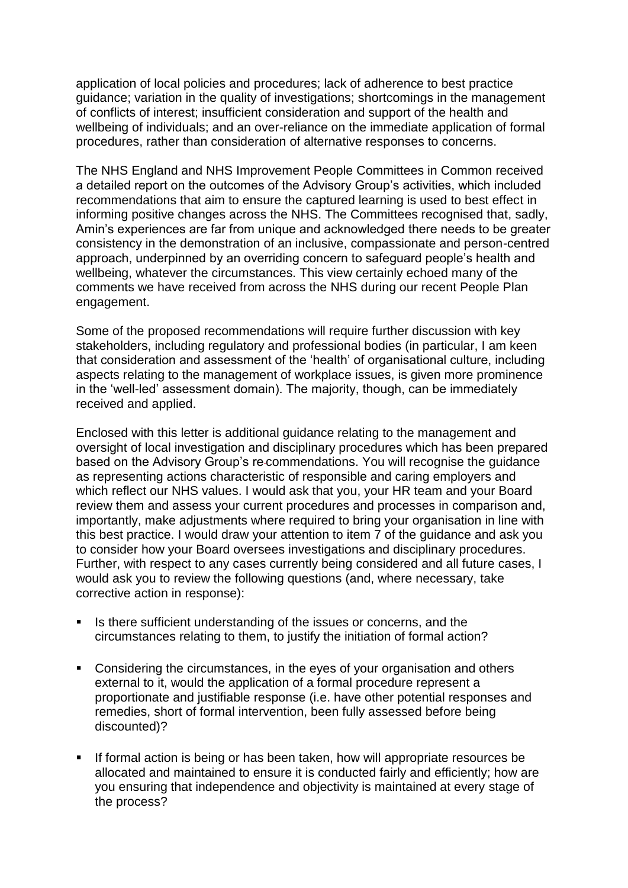application of local policies and procedures; lack of adherence to best practice guidance; variation in the quality of investigations; shortcomings in the management of conflicts of interest; insufficient consideration and support of the health and wellbeing of individuals; and an over-reliance on the immediate application of formal procedures, rather than consideration of alternative responses to concerns.

The NHS England and NHS Improvement People Committees in Common received a detailed report on the outcomes of the Advisory Group's activities, which included recommendations that aim to ensure the captured learning is used to best effect in informing positive changes across the NHS. The Committees recognised that, sadly, Amin's experiences are far from unique and acknowledged there needs to be greater consistency in the demonstration of an inclusive, compassionate and person-centred approach, underpinned by an overriding concern to safeguard people's health and wellbeing, whatever the circumstances. This view certainly echoed many of the comments we have received from across the NHS during our recent People Plan engagement.

Some of the proposed recommendations will require further discussion with key stakeholders, including regulatory and professional bodies (in particular, I am keen that consideration and assessment of the 'health' of organisational culture, including aspects relating to the management of workplace issues, is given more prominence in the 'well-led' assessment domain). The majority, though, can be immediately received and applied.

Enclosed with this letter is additional guidance relating to the management and oversight of local investigation and disciplinary procedures which has been prepared based on the Advisory Group's recommendations. You will recognise the guidance as representing actions characteristic of responsible and caring employers and which reflect our NHS values. I would ask that you, your HR team and your Board review them and assess your current procedures and processes in comparison and, importantly, make adjustments where required to bring your organisation in line with this best practice. I would draw your attention to item 7 of the guidance and ask you to consider how your Board oversees investigations and disciplinary procedures. Further, with respect to any cases currently being considered and all future cases, I would ask you to review the following questions (and, where necessary, take corrective action in response):

- Is there sufficient understanding of the issues or concerns, and the circumstances relating to them, to justify the initiation of formal action?

- Considering the circumstances, in the eyes of your organisation and others external to it, would the application of a formal procedure represent a proportionate and justifiable response (i.e. have other potential responses and remedies, short of formal intervention, been fully assessed before being discounted)?

- If formal action is being or has been taken, how will appropriate resources be allocated and maintained to ensure it is conducted fairly and efficiently; how are you ensuring that independence and objectivity is maintained at every stage of the process?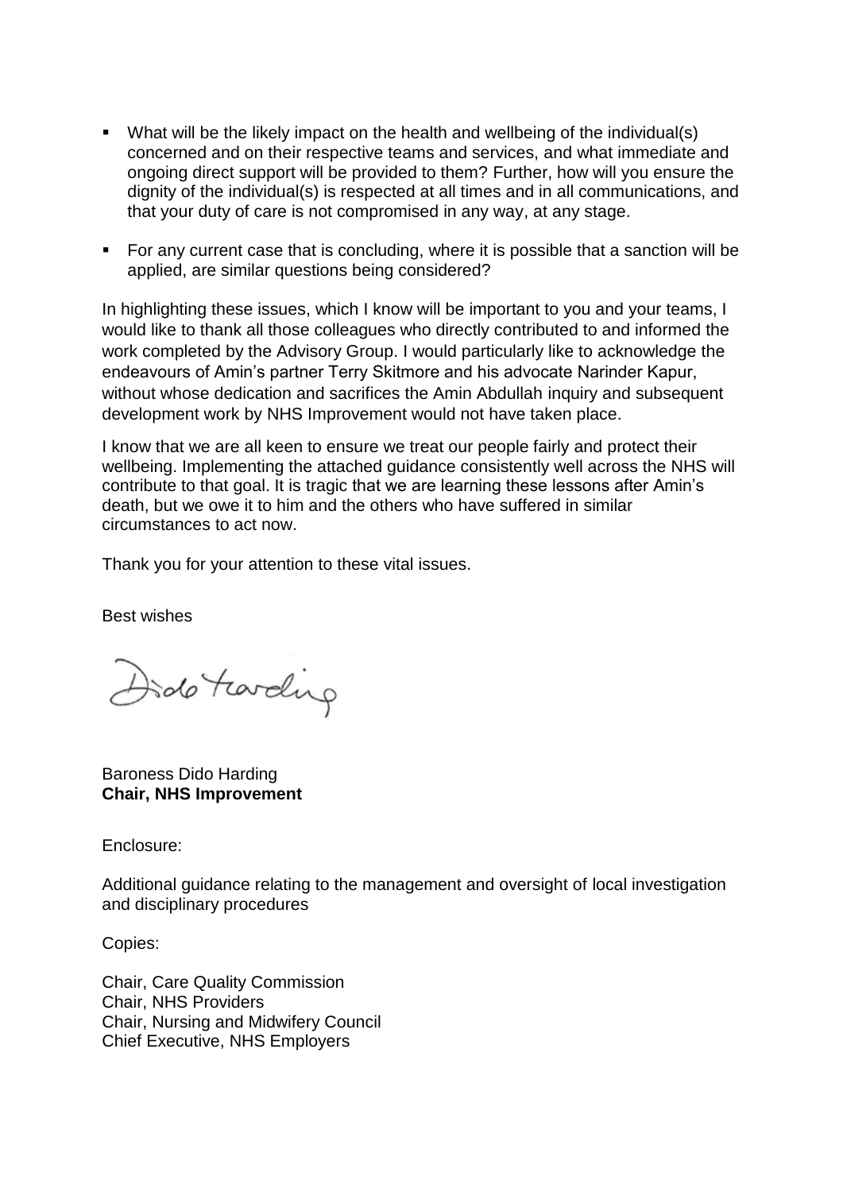- What will be the likely impact on the health and wellbeing of the individual(s) concerned and on their respective teams and services, and what immediate and ongoing direct support will be provided to them? Further, how will you ensure the dignity of the individual(s) is respected at all times and in all communications, and that your duty of care is not compromised in any way, at any stage.
- For any current case that is concluding, where it is possible that a sanction will be applied, are similar questions being considered?

In highlighting these issues, which I know will be important to you and your teams, I would like to thank all those colleagues who directly contributed to and informed the work completed by the Advisory Group. I would particularly like to acknowledge the endeavours of Amin's partner Terry Skitmore and his advocate Narinder Kapur, without whose dedication and sacrifices the Amin Abdullah inquiry and subsequent development work by NHS Improvement would not have taken place.

I know that we are all keen to ensure we treat our people fairly and protect their wellbeing. Implementing the attached guidance consistently well across the NHS will contribute to that goal. It is tragic that we are learning these lessons after Amin's death, but we owe it to him and the others who have suffered in similar circumstances to act now.

Thank you for your attention to these vital issues.

Best wishes

Dido Harding

Baroness Dido Harding
**Chair, NHS Improvement**

Enclosure:

Additional guidance relating to the management and oversight of local investigation and disciplinary procedures

Copies:

Chair, Care Quality Commission
Chair, NHS Providers
Chair, Nursing and Midwifery Council
Chief Executive, NHS Employers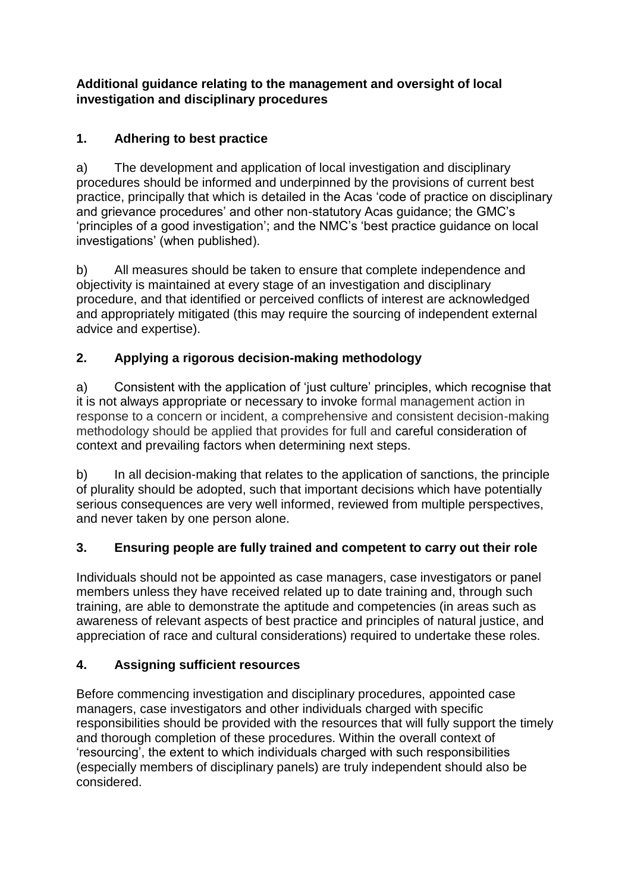**Additional guidance relating to the management and oversight of local investigation and disciplinary procedures**

## 1. Adhering to best practice

a) The development and application of local investigation and disciplinary procedures should be informed and underpinned by the provisions of current best practice, principally that which is detailed in the Acas 'code of practice on disciplinary and grievance procedures' and other non-statutory Acas guidance; the GMC's 'principles of a good investigation'; and the NMC's 'best practice guidance on local investigations' (when published).

b) All measures should be taken to ensure that complete independence and objectivity is maintained at every stage of an investigation and disciplinary procedure, and that identified or perceived conflicts of interest are acknowledged and appropriately mitigated (this may require the sourcing of independent external advice and expertise).

## 2. Applying a rigorous decision-making methodology

a) Consistent with the application of 'just culture' principles, which recognise that it is not always appropriate or necessary to invoke formal management action in response to a concern or incident, a comprehensive and consistent decision-making methodology should be applied that provides for full and careful consideration of context and prevailing factors when determining next steps.

b) In all decision-making that relates to the application of sanctions, the principle of plurality should be adopted, such that important decisions which have potentially serious consequences are very well informed, reviewed from multiple perspectives, and never taken by one person alone.

## 3. Ensuring people are fully trained and competent to carry out their role

Individuals should not be appointed as case managers, case investigators or panel members unless they have received related up to date training and, through such training, are able to demonstrate the aptitude and competencies (in areas such as awareness of relevant aspects of best practice and principles of natural justice, and appreciation of race and cultural considerations) required to undertake these roles.

## 4. Assigning sufficient resources

Before commencing investigation and disciplinary procedures, appointed case managers, case investigators and other individuals charged with specific responsibilities should be provided with the resources that will fully support the timely and thorough completion of these procedures. Within the overall context of 'resourcing', the extent to which individuals charged with such responsibilities (especially members of disciplinary panels) are truly independent should also be considered.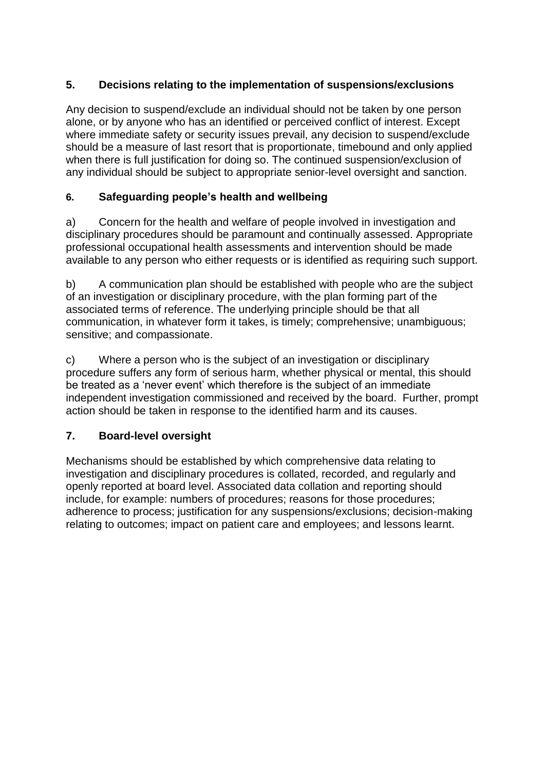## 5. Decisions relating to the implementation of suspensions/exclusions

Any decision to suspend/exclude an individual should not be taken by one person alone, or by anyone who has an identified or perceived conflict of interest. Except where immediate safety or security issues prevail, any decision to suspend/exclude should be a measure of last resort that is proportionate, timebound and only applied when there is full justification for doing so. The continued suspension/exclusion of any individual should be subject to appropriate senior-level oversight and sanction.

## 6. Safeguarding people's health and wellbeing

a) Concern for the health and welfare of people involved in investigation and disciplinary procedures should be paramount and continually assessed. Appropriate professional occupational health assessments and intervention should be made available to any person who either requests or is identified as requiring such support.

b) A communication plan should be established with people who are the subject of an investigation or disciplinary procedure, with the plan forming part of the associated terms of reference. The underlying principle should be that all communication, in whatever form it takes, is timely; comprehensive; unambiguous; sensitive; and compassionate.

c) Where a person who is the subject of an investigation or disciplinary procedure suffers any form of serious harm, whether physical or mental, this should be treated as a 'never event' which therefore is the subject of an immediate independent investigation commissioned and received by the board. Further, prompt action should be taken in response to the identified harm and its causes.

## 7. Board-level oversight

Mechanisms should be established by which comprehensive data relating to investigation and disciplinary procedures is collated, recorded, and regularly and openly reported at board level. Associated data collation and reporting should include, for example: numbers of procedures; reasons for those procedures; adherence to process; justification for any suspensions/exclusions; decision-making relating to outcomes; impact on patient care and employees; and lessons learnt.